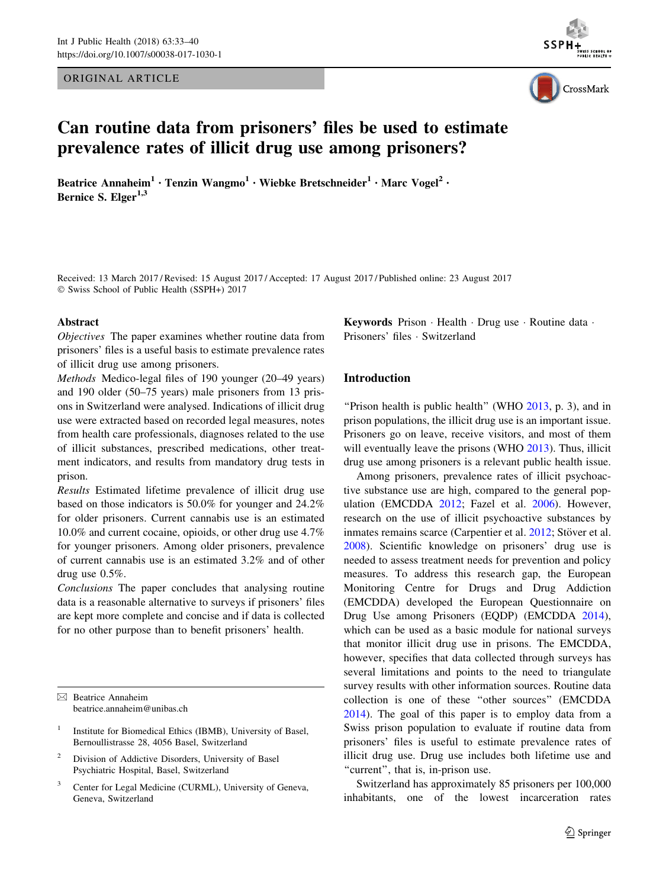ORIGINAL ARTICLE

# Can routine data from prisoners' files be used to estimate prevalence rates of illicit drug use among prisoners?

**Beatrice Annaheim[1] · Tenzin Wangmo[1] · Wiebke Bretschneider[1] · Marc Vogel[2] · Bernice S. Elger[1,3]**

Received: 13 March 2017 / Revised: 15 August 2017 / Accepted: 17 August 2017 / Published online: 23 August 2017
© Swiss School of Public Health (SSPH+) 2017

## Abstract

*Objectives* The paper examines whether routine data from prisoners' files is a useful basis to estimate prevalence rates of illicit drug use among prisoners.

*Methods* Medico-legal files of 190 younger (20–49 years) and 190 older (50–75 years) male prisoners from 13 prisons in Switzerland were analysed. Indications of illicit drug use were extracted based on recorded legal measures, notes from health care professionals, diagnoses related to the use of illicit substances, prescribed medications, other treatment indicators, and results from mandatory drug tests in prison.

*Results* Estimated lifetime prevalence of illicit drug use based on those indicators is 50.0% for younger and 24.2% for older prisoners. Current cannabis use is an estimated 10.0% and current cocaine, opioids, or other drug use 4.7% for younger prisoners. Among older prisoners, prevalence of current cannabis use is an estimated 3.2% and of other drug use 0.5%.

*Conclusions* The paper concludes that analysing routine data is a reasonable alternative to surveys if prisoners' files are kept more complete and concise and if data is collected for no other purpose than to benefit prisoners' health.

**Keywords** Prison · Health · Drug use · Routine data · Prisoners' files · Switzerland

✉ Beatrice Annaheim
beatrice.annaheim@unibas.ch

[1] Institute for Biomedical Ethics (IBMB), University of Basel, Bernoullistrasse 28, 4056 Basel, Switzerland

[2] Division of Addictive Disorders, University of Basel Psychiatric Hospital, Basel, Switzerland

[3] Center for Legal Medicine (CURML), University of Geneva, Geneva, Switzerland

## Introduction

"Prison health is public health" (WHO 2013, p. 3), and in prison populations, the illicit drug use is an important issue. Prisoners go on leave, receive visitors, and most of them will eventually leave the prisons (WHO 2013). Thus, illicit drug use among prisoners is a relevant public health issue.

Among prisoners, prevalence rates of illicit psychoactive substance use are high, compared to the general population (EMCDDA 2012; Fazel et al. 2006). However, research on the use of illicit psychoactive substances by inmates remains scarce (Carpentier et al. 2012; Stöver et al. 2008). Scientific knowledge on prisoners' drug use is needed to assess treatment needs for prevention and policy measures. To address this research gap, the European Monitoring Centre for Drugs and Drug Addiction (EMCDDA) developed the European Questionnaire on Drug Use among Prisoners (EQDP) (EMCDDA 2014), which can be used as a basic module for national surveys that monitor illicit drug use in prisons. The EMCDDA, however, specifies that data collected through surveys has several limitations and points to the need to triangulate survey results with other information sources. Routine data collection is one of these "other sources" (EMCDDA 2014). The goal of this paper is to employ data from a Swiss prison population to evaluate if routine data from prisoners' files is useful to estimate prevalence rates of illicit drug use. Drug use includes both lifetime use and "current", that is, in-prison use.

Switzerland has approximately 85 prisoners per 100,000 inhabitants, one of the lowest incarceration rates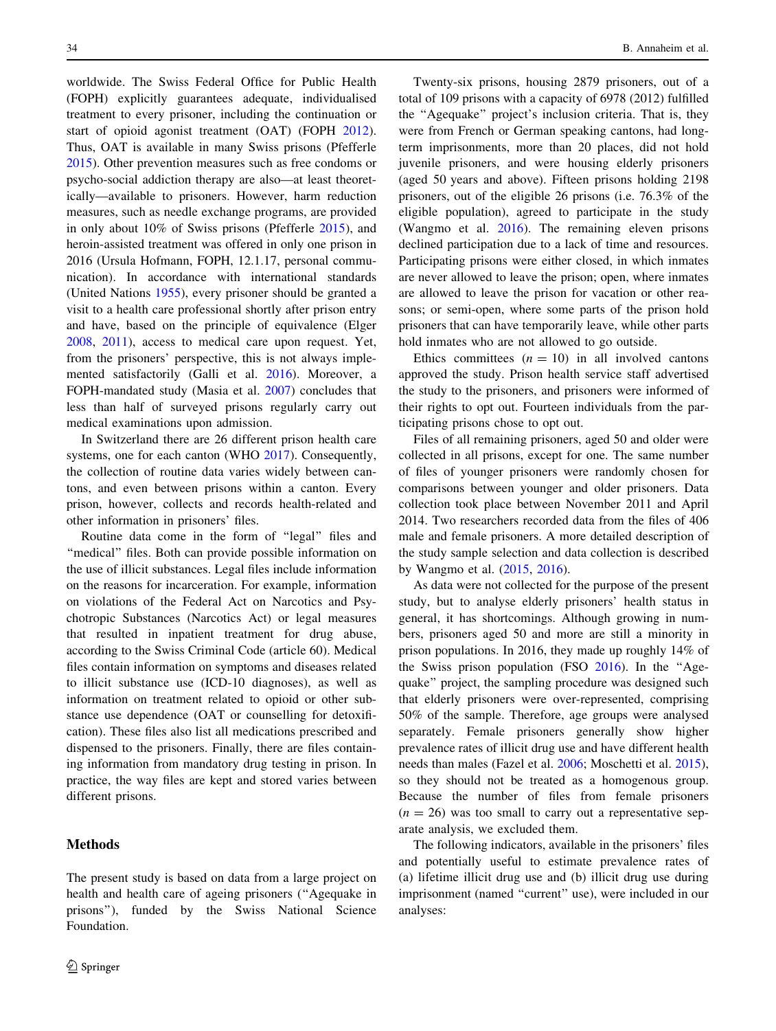worldwide. The Swiss Federal Office for Public Health (FOPH) explicitly guarantees adequate, individualised treatment to every prisoner, including the continuation or start of opioid agonist treatment (OAT) (FOPH 2012). Thus, OAT is available in many Swiss prisons (Pfefferle 2015). Other prevention measures such as free condoms or psycho-social addiction therapy are also—at least theoretically—available to prisoners. However, harm reduction measures, such as needle exchange programs, are provided in only about 10% of Swiss prisons (Pfefferle 2015), and heroin-assisted treatment was offered in only one prison in 2016 (Ursula Hofmann, FOPH, 12.1.17, personal communication). In accordance with international standards (United Nations 1955), every prisoner should be granted a visit to a health care professional shortly after prison entry and have, based on the principle of equivalence (Elger 2008, 2011), access to medical care upon request. Yet, from the prisoners' perspective, this is not always implemented satisfactorily (Galli et al. 2016). Moreover, a FOPH-mandated study (Masia et al. 2007) concludes that less than half of surveyed prisons regularly carry out medical examinations upon admission.

In Switzerland there are 26 different prison health care systems, one for each canton (WHO 2017). Consequently, the collection of routine data varies widely between cantons, and even between prisons within a canton. Every prison, however, collects and records health-related and other information in prisoners' files.

Routine data come in the form of "legal" files and "medical" files. Both can provide possible information on the use of illicit substances. Legal files include information on the reasons for incarceration. For example, information on violations of the Federal Act on Narcotics and Psychotropic Substances (Narcotics Act) or legal measures that resulted in inpatient treatment for drug abuse, according to the Swiss Criminal Code (article 60). Medical files contain information on symptoms and diseases related to illicit substance use (ICD-10 diagnoses), as well as information on treatment related to opioid or other substance use dependence (OAT or counselling for detoxification). These files also list all medications prescribed and dispensed to the prisoners. Finally, there are files containing information from mandatory drug testing in prison. In practice, the way files are kept and stored varies between different prisons.

## Methods

The present study is based on data from a large project on health and health care of ageing prisoners ("Agequake in prisons"), funded by the Swiss National Science Foundation.

Twenty-six prisons, housing 2879 prisoners, out of a total of 109 prisons with a capacity of 6978 (2012) fulfilled the "Agequake" project's inclusion criteria. That is, they were from French or German speaking cantons, had long-term imprisonments, more than 20 places, did not hold juvenile prisoners, and were housing elderly prisoners (aged 50 years and above). Fifteen prisons holding 2198 prisoners, out of the eligible 26 prisons (i.e. 76.3% of the eligible population), agreed to participate in the study (Wangmo et al. 2016). The remaining eleven prisons declined participation due to a lack of time and resources. Participating prisons were either closed, in which inmates are never allowed to leave the prison; open, where inmates are allowed to leave the prison for vacation or other reasons; or semi-open, where some parts of the prison hold prisoners that can have temporarily leave, while other parts hold inmates who are not allowed to go outside.

Ethics committees ($n = 10$) in all involved cantons approved the study. Prison health service staff advertised the study to the prisoners, and prisoners were informed of their rights to opt out. Fourteen individuals from the participating prisons chose to opt out.

Files of all remaining prisoners, aged 50 and older were collected in all prisons, except for one. The same number of files of younger prisoners were randomly chosen for comparisons between younger and older prisoners. Data collection took place between November 2011 and April 2014. Two researchers recorded data from the files of 406 male and female prisoners. A more detailed description of the study sample selection and data collection is described by Wangmo et al. (2015, 2016).

As data were not collected for the purpose of the present study, but to analyse elderly prisoners' health status in general, it has shortcomings. Although growing in numbers, prisoners aged 50 and more are still a minority in prison populations. In 2016, they made up roughly 14% of the Swiss prison population (FSO 2016). In the "Agequake" project, the sampling procedure was designed such that elderly prisoners were over-represented, comprising 50% of the sample. Therefore, age groups were analysed separately. Female prisoners generally show higher prevalence rates of illicit drug use and have different health needs than males (Fazel et al. 2006; Moschetti et al. 2015), so they should not be treated as a homogenous group. Because the number of files from female prisoners ($n = 26$) was too small to carry out a representative separate analysis, we excluded them.

The following indicators, available in the prisoners' files and potentially useful to estimate prevalence rates of (a) lifetime illicit drug use and (b) illicit drug use during imprisonment (named "current" use), were included in our analyses: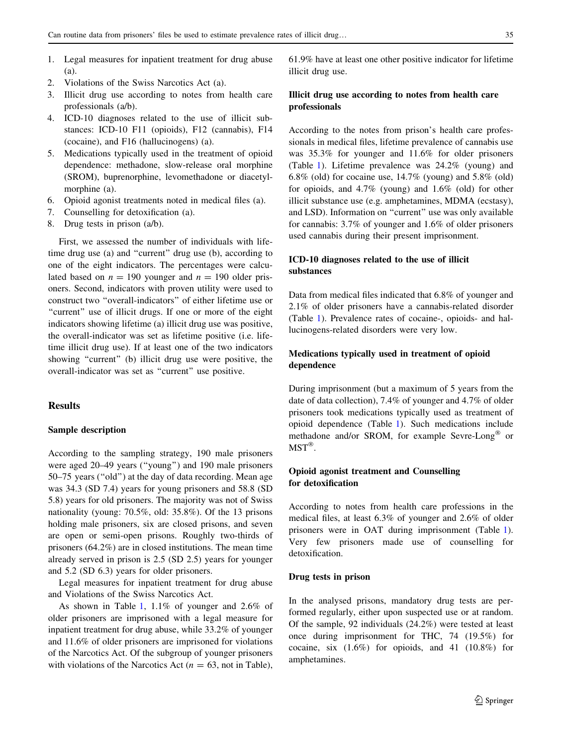1. Legal measures for inpatient treatment for drug abuse (a).
2. Violations of the Swiss Narcotics Act (a).
3. Illicit drug use according to notes from health care professionals (a/b).
4. ICD-10 diagnoses related to the use of illicit substances: ICD-10 F11 (opioids), F12 (cannabis), F14 (cocaine), and F16 (hallucinogens) (a).
5. Medications typically used in the treatment of opioid dependence: methadone, slow-release oral morphine (SROM), buprenorphine, levomethadone or diacetylmorphine (a).
6. Opioid agonist treatments noted in medical files (a).
7. Counselling for detoxification (a).
8. Drug tests in prison (a/b).

First, we assessed the number of individuals with lifetime drug use (a) and "current" drug use (b), according to one of the eight indicators. The percentages were calculated based on $n = 190$ younger and $n = 190$ older prisoners. Second, indicators with proven utility were used to construct two "overall-indicators" of either lifetime use or "current" use of illicit drugs. If one or more of the eight indicators showing lifetime (a) illicit drug use was positive, the overall-indicator was set as lifetime positive (i.e. lifetime illicit drug use). If at least one of the two indicators showing "current" (b) illicit drug use were positive, the overall-indicator was set as "current" use positive.

## Results

### Sample description

According to the sampling strategy, 190 male prisoners were aged 20–49 years ("young") and 190 male prisoners 50–75 years ("old") at the day of data recording. Mean age was 34.3 (SD 7.4) years for young prisoners and 58.8 (SD 5.8) years for old prisoners. The majority was not of Swiss nationality (young: 70.5%, old: 35.8%). Of the 13 prisons holding male prisoners, six are closed prisons, and seven are open or semi-open prisons. Roughly two-thirds of prisoners (64.2%) are in closed institutions. The mean time already served in prison is 2.5 (SD 2.5) years for younger and 5.2 (SD 6.3) years for older prisoners.

Legal measures for inpatient treatment for drug abuse and Violations of the Swiss Narcotics Act.

As shown in Table 1, 1.1% of younger and 2.6% of older prisoners are imprisoned with a legal measure for inpatient treatment for drug abuse, while 33.2% of younger and 11.6% of older prisoners are imprisoned for violations of the Narcotics Act. Of the subgroup of younger prisoners with violations of the Narcotics Act ($n = 63$, not in Table), 61.9% have at least one other positive indicator for lifetime illicit drug use.

### Illicit drug use according to notes from health care professionals

According to the notes from prison's health care professionals in medical files, lifetime prevalence of cannabis use was 35.3% for younger and 11.6% for older prisoners (Table 1). Lifetime prevalence was 24.2% (young) and 6.8% (old) for cocaine use, 14.7% (young) and 5.8% (old) for opioids, and 4.7% (young) and 1.6% (old) for other illicit substance use (e.g. amphetamines, MDMA (ecstasy), and LSD). Information on "current" use was only available for cannabis: 3.7% of younger and 1.6% of older prisoners used cannabis during their present imprisonment.

### ICD-10 diagnoses related to the use of illicit substances

Data from medical files indicated that 6.8% of younger and 2.1% of older prisoners have a cannabis-related disorder (Table 1). Prevalence rates of cocaine-, opioids- and hallucinogens-related disorders were very low.

### Medications typically used in treatment of opioid dependence

During imprisonment (but a maximum of 5 years from the date of data collection), 7.4% of younger and 4.7% of older prisoners took medications typically used as treatment of opioid dependence (Table 1). Such medications include methadone and/or SROM, for example Sevre-Long® or MST®.

### Opioid agonist treatment and Counselling for detoxification

According to notes from health care professions in the medical files, at least 6.3% of younger and 2.6% of older prisoners were in OAT during imprisonment (Table 1). Very few prisoners made use of counselling for detoxification.

### Drug tests in prison

In the analysed prisons, mandatory drug tests are performed regularly, either upon suspected use or at random. Of the sample, 92 individuals (24.2%) were tested at least once during imprisonment for THC, 74 (19.5%) for cocaine, six (1.6%) for opioids, and 41 (10.8%) for amphetamines.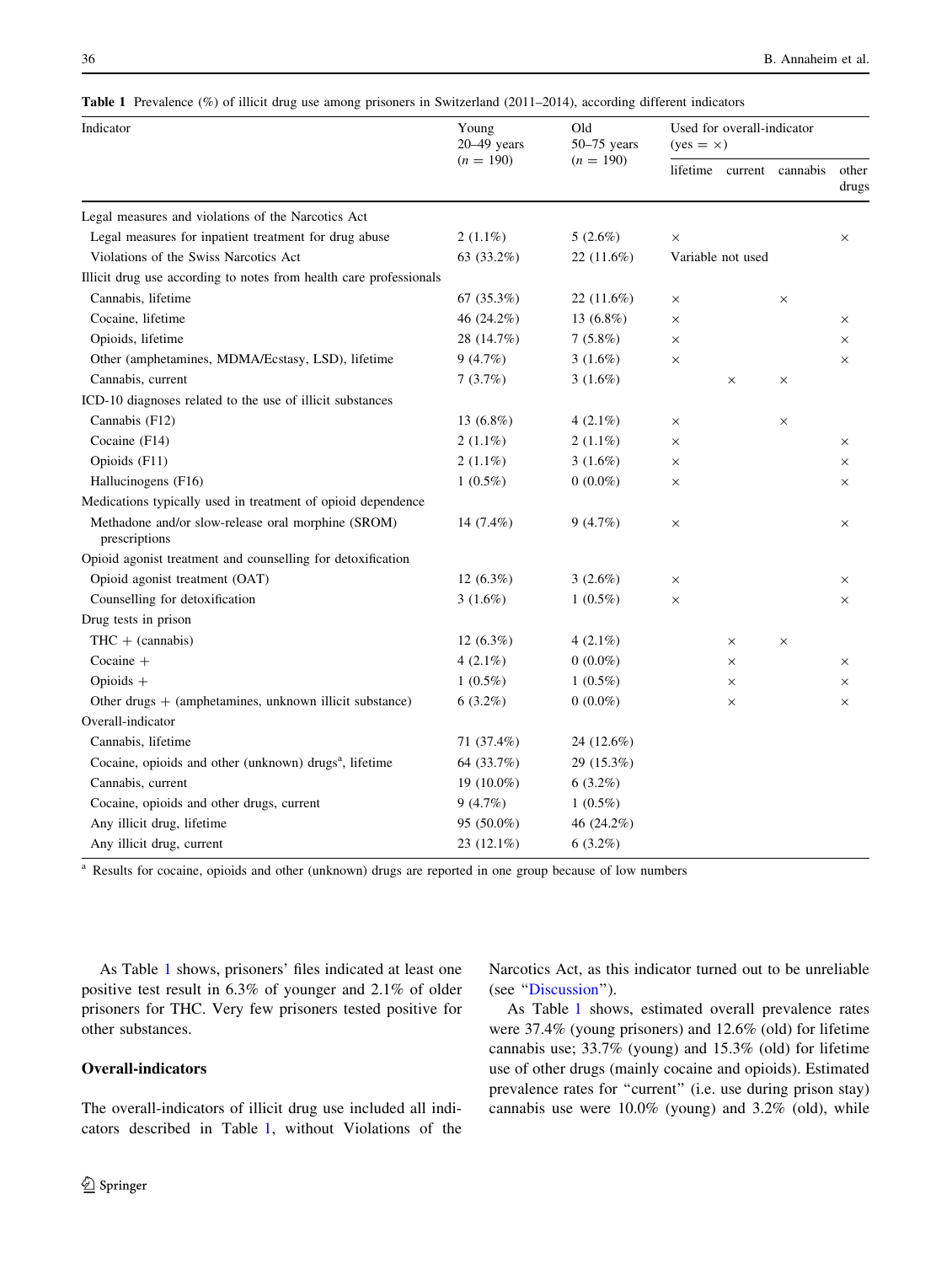**Table 1** Prevalence (%) of illicit drug use among prisoners in Switzerland (2011–2014), according different indicators

| Indicator | Young 20–49 years ($n = 190$) | Old 50–75 years ($n = 190$) | Used for overall-indicator (yes = ×) | | | |
|---|---|---|---|---|---|---|
| | | | lifetime | current | cannabis | other drugs |
| Legal measures and violations of the Narcotics Act | | | | | | |
| Legal measures for inpatient treatment for drug abuse | 2 (1.1%) | 5 (2.6%) | × | | | × |
| Violations of the Swiss Narcotics Act | 63 (33.2%) | 22 (11.6%) | Variable not used | | | |
| Illicit drug use according to notes from health care professionals | | | | | | |
| Cannabis, lifetime | 67 (35.3%) | 22 (11.6%) | × | | × | |
| Cocaine, lifetime | 46 (24.2%) | 13 (6.8%) | × | | | × |
| Opioids, lifetime | 28 (14.7%) | 7 (5.8%) | × | | | × |
| Other (amphetamines, MDMA/Ecstasy, LSD), lifetime | 9 (4.7%) | 3 (1.6%) | × | | | × |
| Cannabis, current | 7 (3.7%) | 3 (1.6%) | | × | × | |
| ICD-10 diagnoses related to the use of illicit substances | | | | | | |
| Cannabis (F12) | 13 (6.8%) | 4 (2.1%) | × | | × | |
| Cocaine (F14) | 2 (1.1%) | 2 (1.1%) | × | | | × |
| Opioids (F11) | 2 (1.1%) | 3 (1.6%) | × | | | × |
| Hallucinogens (F16) | 1 (0.5%) | 0 (0.0%) | × | | | × |
| Medications typically used in treatment of opioid dependence | | | | | | |
| Methadone and/or slow-release oral morphine (SROM) prescriptions | 14 (7.4%) | 9 (4.7%) | × | | | × |
| Opioid agonist treatment and counselling for detoxification | | | | | | |
| Opioid agonist treatment (OAT) | 12 (6.3%) | 3 (2.6%) | × | | | × |
| Counselling for detoxification | 3 (1.6%) | 1 (0.5%) | × | | | × |
| Drug tests in prison | | | | | | |
| THC + (cannabis) | 12 (6.3%) | 4 (2.1%) | | × | × | |
| Cocaine + | 4 (2.1%) | 0 (0.0%) | | × | | × |
| Opioids + | 1 (0.5%) | 1 (0.5%) | | × | | × |
| Other drugs + (amphetamines, unknown illicit substance) | 6 (3.2%) | 0 (0.0%) | | × | | × |
| Overall-indicator | | | | | | |
| Cannabis, lifetime | 71 (37.4%) | 24 (12.6%) | | | | |
| Cocaine, opioids and other (unknown) drugs[a], lifetime | 64 (33.7%) | 29 (15.3%) | | | | |
| Cannabis, current | 19 (10.0%) | 6 (3.2%) | | | | |
| Cocaine, opioids and other drugs, current | 9 (4.7%) | 1 (0.5%) | | | | |
| Any illicit drug, lifetime | 95 (50.0%) | 46 (24.2%) | | | | |
| Any illicit drug, current | 23 (12.1%) | 6 (3.2%) | | | | |

[a] Results for cocaine, opioids and other (unknown) drugs are reported in one group because of low numbers

As Table 1 shows, prisoners' files indicated at least one positive test result in 6.3% of younger and 2.1% of older prisoners for THC. Very few prisoners tested positive for other substances.

### Overall-indicators

The overall-indicators of illicit drug use included all indicators described in Table 1, without Violations of the Narcotics Act, as this indicator turned out to be unreliable (see "Discussion").

As Table 1 shows, estimated overall prevalence rates were 37.4% (young prisoners) and 12.6% (old) for lifetime cannabis use; 33.7% (young) and 15.3% (old) for lifetime use of other drugs (mainly cocaine and opioids). Estimated prevalence rates for "current" (i.e. use during prison stay) cannabis use were 10.0% (young) and 3.2% (old), while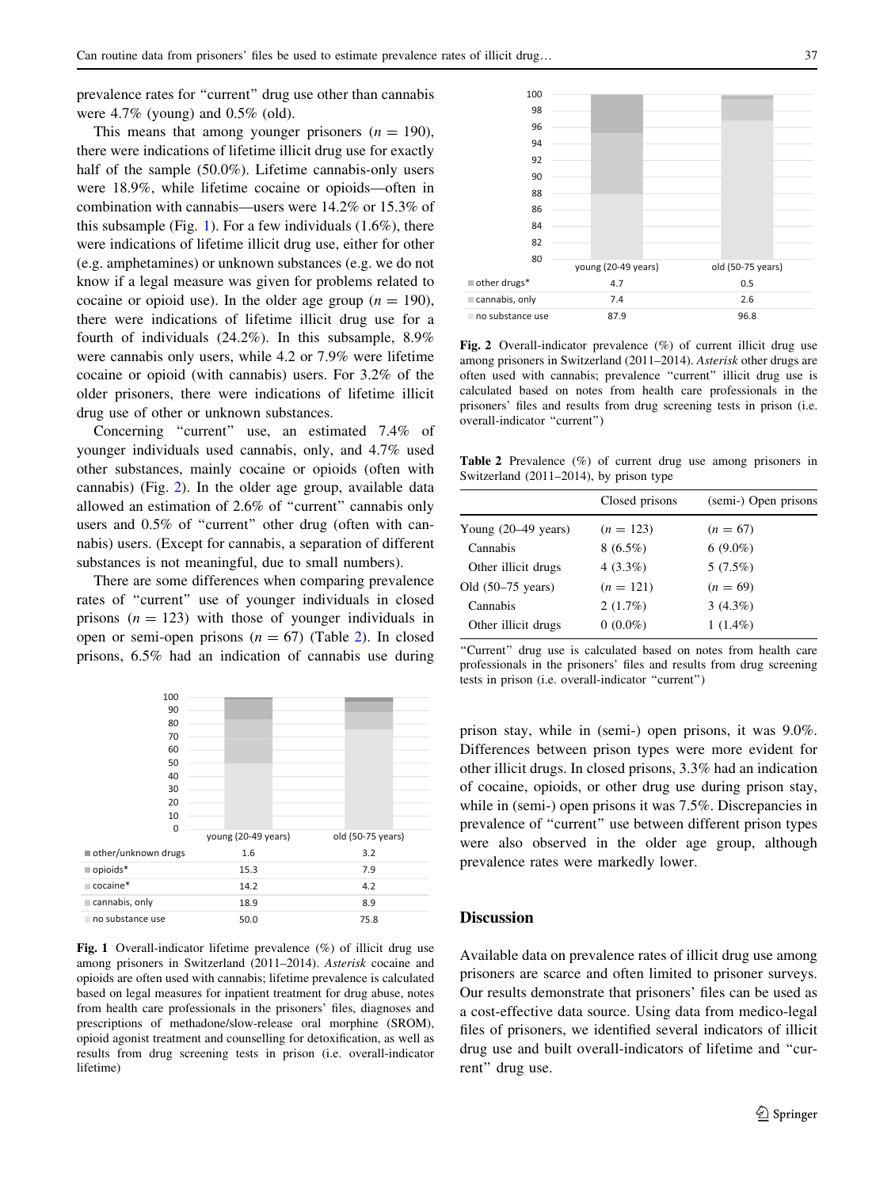prevalence rates for "current" drug use other than cannabis were 4.7% (young) and 0.5% (old).

This means that among younger prisoners ($n = 190$), there were indications of lifetime illicit drug use for exactly half of the sample (50.0%). Lifetime cannabis-only users were 18.9%, while lifetime cocaine or opioids—often in combination with cannabis—users were 14.2% or 15.3% of this subsample (Fig. 1). For a few individuals (1.6%), there were indications of lifetime illicit drug use, either for other (e.g. amphetamines) or unknown substances (e.g. we do not know if a legal measure was given for problems related to cocaine or opioid use). In the older age group ($n = 190$), there were indications of lifetime illicit drug use for a fourth of individuals (24.2%). In this subsample, 8.9% were cannabis only users, while 4.2 or 7.9% were lifetime cocaine or opioid (with cannabis) users. For 3.2% of the older prisoners, there were indications of lifetime illicit drug use of other or unknown substances.

Concerning "current" use, an estimated 7.4% of younger individuals used cannabis, only, and 4.7% used other substances, mainly cocaine or opioids (often with cannabis) (Fig. 2). In the older age group, available data allowed an estimation of 2.6% of "current" cannabis only users and 0.5% of "current" other drug (often with cannabis) users. (Except for cannabis, a separation of different substances is not meaningful, due to small numbers).

There are some differences when comparing prevalence rates of "current" use of younger individuals in closed prisons ($n = 123$) with those of younger individuals in open or semi-open prisons ($n = 67$) (Table 2). In closed prisons, 6.5% had an indication of cannabis use during prison stay, while in (semi-) open prisons, it was 9.0%. Differences between prison types were more evident for other illicit drugs. In closed prisons, 3.3% had an indication of cocaine, opioids, or other drug use during prison stay, while in (semi-) open prisons it was 7.5%. Discrepancies in prevalence of "current" use between different prison types were also observed in the older age group, although prevalence rates were markedly lower.

| | young (20-49 years) | old (50-75 years) |
|---|---|---|
| other/unknown drugs | 1.6 | 3.2 |
| opioids* | 15.3 | 7.9 |
| cocaine* | 14.2 | 4.2 |
| cannabis, only | 18.9 | 8.9 |
| no substance use | 50.0 | 75.8 |

**Fig. 1** Overall-indicator lifetime prevalence (%) of illicit drug use among prisoners in Switzerland (2011–2014). *Asterisk* cocaine and opioids are often used with cannabis; lifetime prevalence is calculated based on legal measures for inpatient treatment for drug abuse, notes from health care professionals in the prisoners' files, diagnoses and prescriptions of methadone/slow-release oral morphine (SROM), opioid agonist treatment and counselling for detoxification, as well as results from drug screening tests in prison (i.e. overall-indicator lifetime)

| | young (20-49 years) | old (50-75 years) |
|---|---|---|
| other drugs* | 4.7 | 0.5 |
| cannabis, only | 7.4 | 2.6 |
| no substance use | 87.9 | 96.8 |

**Fig. 2** Overall-indicator prevalence (%) of current illicit drug use among prisoners in Switzerland (2011–2014). *Asterisk* other drugs are often used with cannabis; prevalence "current" illicit drug use is calculated based on notes from health care professionals in the prisoners' files and results from drug screening tests in prison (i.e. overall-indicator "current")

**Table 2** Prevalence (%) of current drug use among prisoners in Switzerland (2011–2014), by prison type

| | Closed prisons | (semi-) Open prisons |
|---|---|---|
| Young (20–49 years) | ($n = 123$) | ($n = 67$) |
| Cannabis | 8 (6.5%) | 6 (9.0%) |
| Other illicit drugs | 4 (3.3%) | 5 (7.5%) |
| Old (50–75 years) | ($n = 121$) | ($n = 69$) |
| Cannabis | 2 (1.7%) | 3 (4.3%) |
| Other illicit drugs | 0 (0.0%) | 1 (1.4%) |

"Current" drug use is calculated based on notes from health care professionals in the prisoners' files and results from drug screening tests in prison (i.e. overall-indicator "current")

## Discussion

Available data on prevalence rates of illicit drug use among prisoners are scarce and often limited to prisoner surveys. Our results demonstrate that prisoners' files can be used as a cost-effective data source. Using data from medico-legal files of prisoners, we identified several indicators of illicit drug use and built overall-indicators of lifetime and "current" drug use.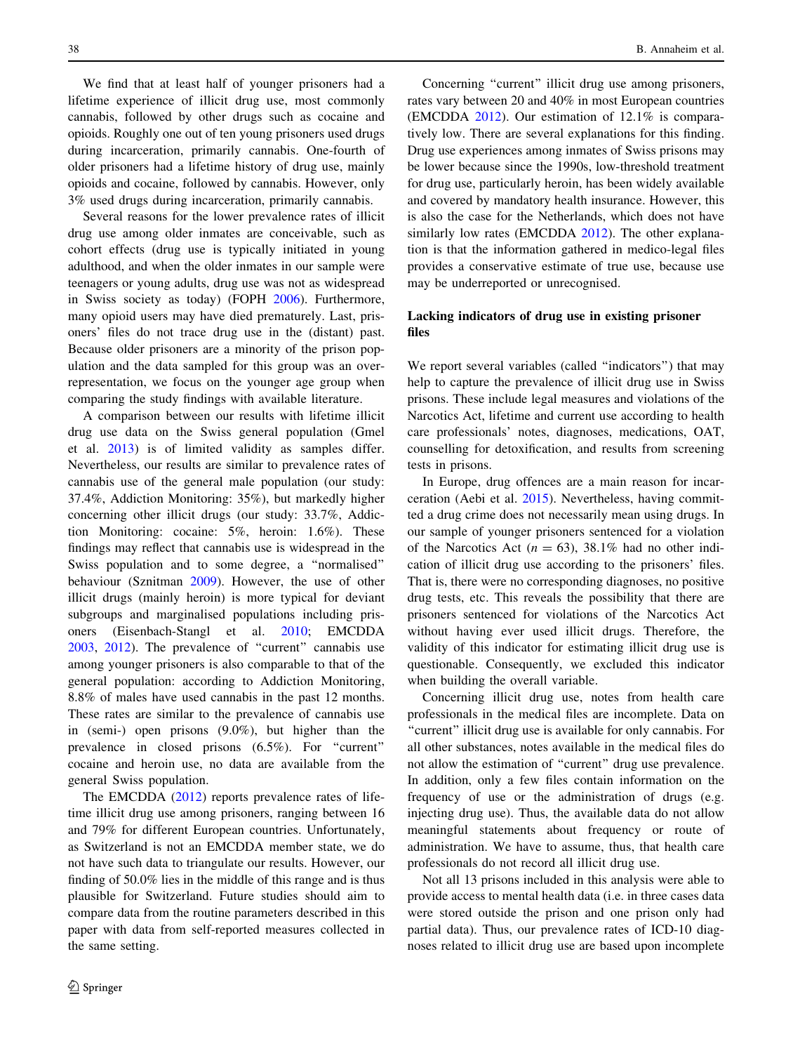We find that at least half of younger prisoners had a lifetime experience of illicit drug use, most commonly cannabis, followed by other drugs such as cocaine and opioids. Roughly one out of ten young prisoners used drugs during incarceration, primarily cannabis. One-fourth of older prisoners had a lifetime history of drug use, mainly opioids and cocaine, followed by cannabis. However, only 3% used drugs during incarceration, primarily cannabis.

Several reasons for the lower prevalence rates of illicit drug use among older inmates are conceivable, such as cohort effects (drug use is typically initiated in young adulthood, and when the older inmates in our sample were teenagers or young adults, drug use was not as widespread in Swiss society as today) (FOPH 2006). Furthermore, many opioid users may have died prematurely. Last, prisoners' files do not trace drug use in the (distant) past. Because older prisoners are a minority of the prison population and the data sampled for this group was an overrepresentation, we focus on the younger age group when comparing the study findings with available literature.

A comparison between our results with lifetime illicit drug use data on the Swiss general population (Gmel et al. 2013) is of limited validity as samples differ. Nevertheless, our results are similar to prevalence rates of cannabis use of the general male population (our study: 37.4%, Addiction Monitoring: 35%), but markedly higher concerning other illicit drugs (our study: 33.7%, Addiction Monitoring: cocaine: 5%, heroin: 1.6%). These findings may reflect that cannabis use is widespread in the Swiss population and to some degree, a "normalised" behaviour (Sznitman 2009). However, the use of other illicit drugs (mainly heroin) is more typical for deviant subgroups and marginalised populations including prisoners (Eisenbach-Stangl et al. 2010; EMCDDA 2003, 2012). The prevalence of "current" cannabis use among younger prisoners is also comparable to that of the general population: according to Addiction Monitoring, 8.8% of males have used cannabis in the past 12 months. These rates are similar to the prevalence of cannabis use in (semi-) open prisons (9.0%), but higher than the prevalence in closed prisons (6.5%). For "current" cocaine and heroin use, no data are available from the general Swiss population.

The EMCDDA (2012) reports prevalence rates of lifetime illicit drug use among prisoners, ranging between 16 and 79% for different European countries. Unfortunately, as Switzerland is not an EMCDDA member state, we do not have such data to triangulate our results. However, our finding of 50.0% lies in the middle of this range and is thus plausible for Switzerland. Future studies should aim to compare data from the routine parameters described in this paper with data from self-reported measures collected in the same setting.

Concerning "current" illicit drug use among prisoners, rates vary between 20 and 40% in most European countries (EMCDDA 2012). Our estimation of 12.1% is comparatively low. There are several explanations for this finding. Drug use experiences among inmates of Swiss prisons may be lower because since the 1990s, low-threshold treatment for drug use, particularly heroin, has been widely available and covered by mandatory health insurance. However, this is also the case for the Netherlands, which does not have similarly low rates (EMCDDA 2012). The other explanation is that the information gathered in medico-legal files provides a conservative estimate of true use, because use may be underreported or unrecognised.

## Lacking indicators of drug use in existing prisoner files

We report several variables (called "indicators") that may help to capture the prevalence of illicit drug use in Swiss prisons. These include legal measures and violations of the Narcotics Act, lifetime and current use according to health care professionals' notes, diagnoses, medications, OAT, counselling for detoxification, and results from screening tests in prisons.

In Europe, drug offences are a main reason for incarceration (Aebi et al. 2015). Nevertheless, having committed a drug crime does not necessarily mean using drugs. In our sample of younger prisoners sentenced for a violation of the Narcotics Act ($n = 63$), 38.1% had no other indication of illicit drug use according to the prisoners' files. That is, there were no corresponding diagnoses, no positive drug tests, etc. This reveals the possibility that there are prisoners sentenced for violations of the Narcotics Act without having ever used illicit drugs. Therefore, the validity of this indicator for estimating illicit drug use is questionable. Consequently, we excluded this indicator when building the overall variable.

Concerning illicit drug use, notes from health care professionals in the medical files are incomplete. Data on "current" illicit drug use is available for only cannabis. For all other substances, notes available in the medical files do not allow the estimation of "current" drug use prevalence. In addition, only a few files contain information on the frequency of use or the administration of drugs (e.g. injecting drug use). Thus, the available data do not allow meaningful statements about frequency or route of administration. We have to assume, thus, that health care professionals do not record all illicit drug use.

Not all 13 prisons included in this analysis were able to provide access to mental health data (i.e. in three cases data were stored outside the prison and one prison only had partial data). Thus, our prevalence rates of ICD-10 diagnoses related to illicit drug use are based upon incomplete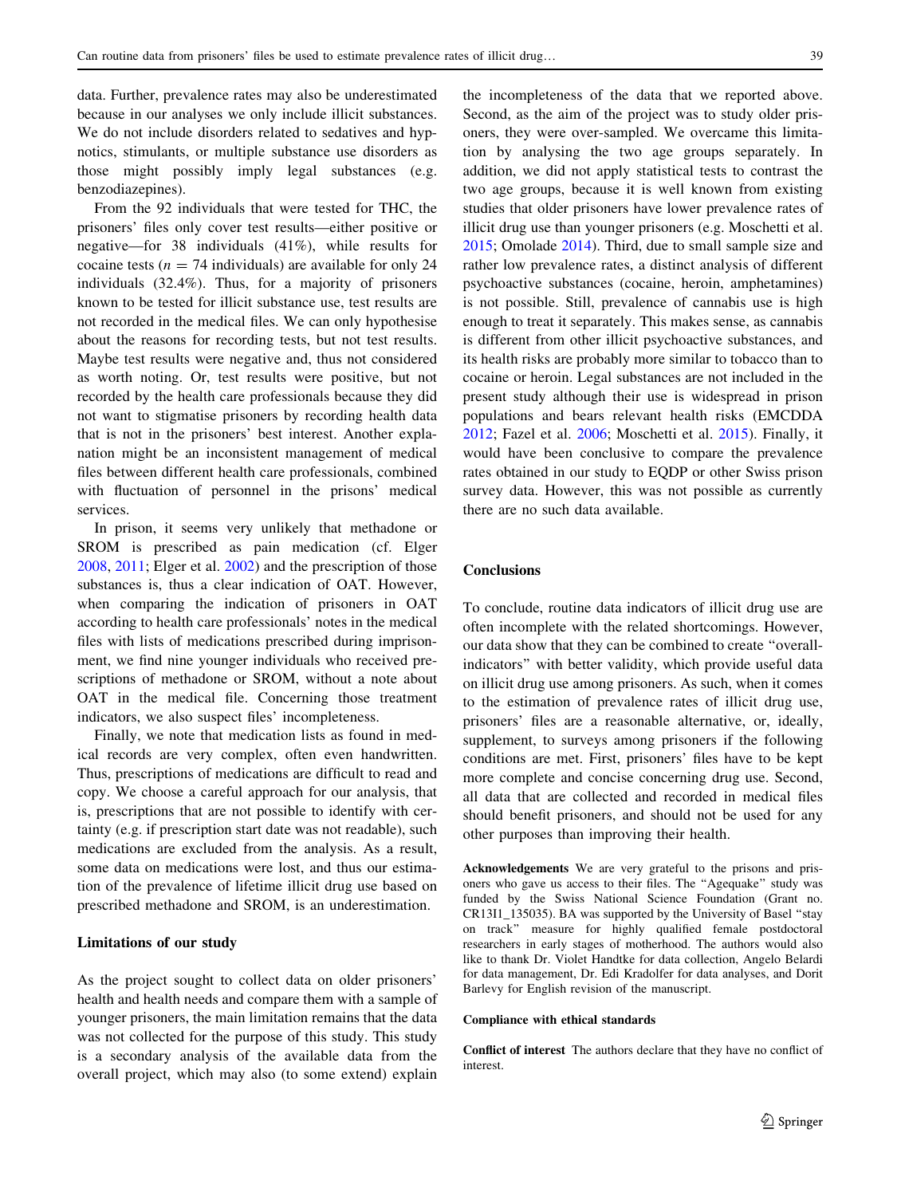data. Further, prevalence rates may also be underestimated because in our analyses we only include illicit substances. We do not include disorders related to sedatives and hypnotics, stimulants, or multiple substance use disorders as those might possibly imply legal substances (e.g. benzodiazepines).

From the 92 individuals that were tested for THC, the prisoners' files only cover test results—either positive or negative—for 38 individuals (41%), while results for cocaine tests ($n = 74$ individuals) are available for only 24 individuals (32.4%). Thus, for a majority of prisoners known to be tested for illicit substance use, test results are not recorded in the medical files. We can only hypothesise about the reasons for recording tests, but not test results. Maybe test results were negative and, thus not considered as worth noting. Or, test results were positive, but not recorded by the health care professionals because they did not want to stigmatise prisoners by recording health data that is not in the prisoners' best interest. Another explanation might be an inconsistent management of medical files between different health care professionals, combined with fluctuation of personnel in the prisons' medical services.

In prison, it seems very unlikely that methadone or SROM is prescribed as pain medication (cf. Elger 2008, 2011; Elger et al. 2002) and the prescription of those substances is, thus a clear indication of OAT. However, when comparing the indication of prisoners in OAT according to health care professionals' notes in the medical files with lists of medications prescribed during imprisonment, we find nine younger individuals who received prescriptions of methadone or SROM, without a note about OAT in the medical file. Concerning those treatment indicators, we also suspect files' incompleteness.

Finally, we note that medication lists as found in medical records are very complex, often even handwritten. Thus, prescriptions of medications are difficult to read and copy. We choose a careful approach for our analysis, that is, prescriptions that are not possible to identify with certainty (e.g. if prescription start date was not readable), such medications are excluded from the analysis. As a result, some data on medications were lost, and thus our estimation of the prevalence of lifetime illicit drug use based on prescribed methadone and SROM, is an underestimation.

### Limitations of our study

As the project sought to collect data on older prisoners' health and health needs and compare them with a sample of younger prisoners, the main limitation remains that the data was not collected for the purpose of this study. This study is a secondary analysis of the available data from the overall project, which may also (to some extend) explain the incompleteness of the data that we reported above. Second, as the aim of the project was to study older prisoners, they were over-sampled. We overcame this limitation by analysing the two age groups separately. In addition, we did not apply statistical tests to contrast the two age groups, because it is well known from existing studies that older prisoners have lower prevalence rates of illicit drug use than younger prisoners (e.g. Moschetti et al. 2015; Omolade 2014). Third, due to small sample size and rather low prevalence rates, a distinct analysis of different psychoactive substances (cocaine, heroin, amphetamines) is not possible. Still, prevalence of cannabis use is high enough to treat it separately. This makes sense, as cannabis is different from other illicit psychoactive substances, and its health risks are probably more similar to tobacco than to cocaine or heroin. Legal substances are not included in the present study although their use is widespread in prison populations and bears relevant health risks (EMCDDA 2012; Fazel et al. 2006; Moschetti et al. 2015). Finally, it would have been conclusive to compare the prevalence rates obtained in our study to EQDP or other Swiss prison survey data. However, this was not possible as currently there are no such data available.

## Conclusions

To conclude, routine data indicators of illicit drug use are often incomplete with the related shortcomings. However, our data show that they can be combined to create "overall-indicators" with better validity, which provide useful data on illicit drug use among prisoners. As such, when it comes to the estimation of prevalence rates of illicit drug use, prisoners' files are a reasonable alternative, or, ideally, supplement, to surveys among prisoners if the following conditions are met. First, prisoners' files have to be kept more complete and concise concerning drug use. Second, all data that are collected and recorded in medical files should benefit prisoners, and should not be used for any other purposes than improving their health.

**Acknowledgements** We are very grateful to the prisons and prisoners who gave us access to their files. The "Agequake" study was funded by the Swiss National Science Foundation (Grant no. CR13I1_135035). BA was supported by the University of Basel "stay on track" measure for highly qualified female postdoctoral researchers in early stages of motherhood. The authors would also like to thank Dr. Violet Handtke for data collection, Angelo Belardi for data management, Dr. Edi Kradolfer for data analyses, and Dorit Barlevy for English revision of the manuscript.

#### Compliance with ethical standards

**Conflict of interest** The authors declare that they have no conflict of interest.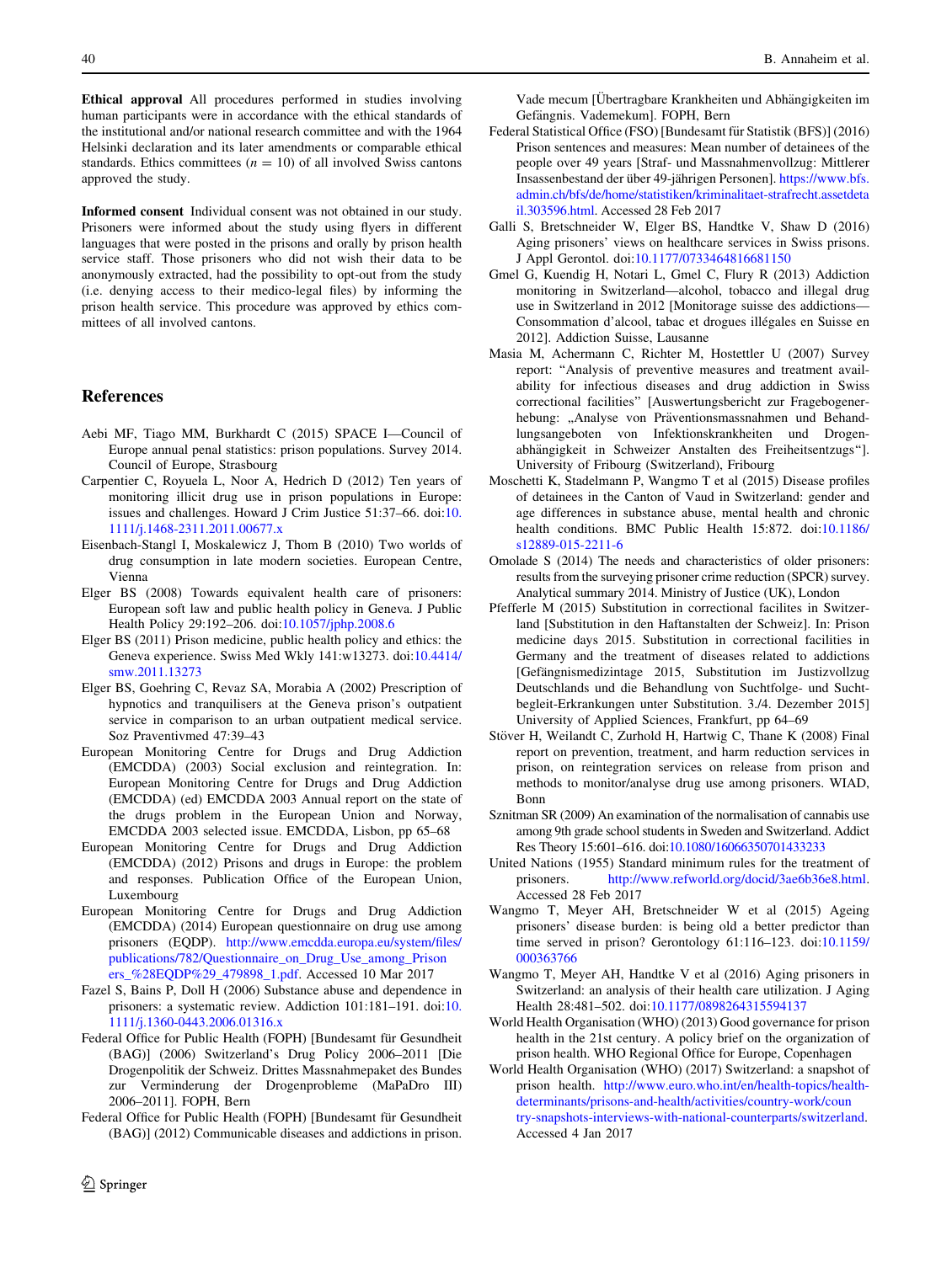**Ethical approval** All procedures performed in studies involving human participants were in accordance with the ethical standards of the institutional and/or national research committee and with the 1964 Helsinki declaration and its later amendments or comparable ethical standards. Ethics committees ($n = 10$) of all involved Swiss cantons approved the study.

**Informed consent** Individual consent was not obtained in our study. Prisoners were informed about the study using flyers in different languages that were posted in the prisons and orally by prison health service staff. Those prisoners who did not wish their data to be anonymously extracted, had the possibility to opt-out from the study (i.e. denying access to their medico-legal files) by informing the prison health service. This procedure was approved by ethics committees of all involved cantons.

## References

Aebi MF, Tiago MM, Burkhardt C (2015) SPACE I—Council of Europe annual penal statistics: prison populations. Survey 2014. Council of Europe, Strasbourg

Carpentier C, Royuela L, Noor A, Hedrich D (2012) Ten years of monitoring illicit drug use in prison populations in Europe: issues and challenges. Howard J Crim Justice 51:37–66. doi:10.1111/j.1468-2311.2011.00677.x

Eisenbach-Stangl I, Moskalewicz J, Thom B (2010) Two worlds of drug consumption in late modern societies. European Centre, Vienna

Elger BS (2008) Towards equivalent health care of prisoners: European soft law and public health policy in Geneva. J Public Health Policy 29:192–206. doi:10.1057/jphp.2008.6

Elger BS (2011) Prison medicine, public health policy and ethics: the Geneva experience. Swiss Med Wkly 141:w13273. doi:10.4414/smw.2011.13273

Elger BS, Goehring C, Revaz SA, Morabia A (2002) Prescription of hypnotics and tranquilisers at the Geneva prison's outpatient service in comparison to an urban outpatient medical service. Soz Praventivmed 47:39–43

European Monitoring Centre for Drugs and Drug Addiction (EMCDDA) (2003) Social exclusion and reintegration. In: European Monitoring Centre for Drugs and Drug Addiction (EMCDDA) (ed) EMCDDA 2003 Annual report on the state of the drugs problem in the European Union and Norway, EMCDDA 2003 selected issue. EMCDDA, Lisbon, pp 65–68

European Monitoring Centre for Drugs and Drug Addiction (EMCDDA) (2012) Prisons and drugs in Europe: the problem and responses. Publication Office of the European Union, Luxembourg

European Monitoring Centre for Drugs and Drug Addiction (EMCDDA) (2014) European questionnaire on drug use among prisoners (EQDP). http://www.emcdda.europa.eu/system/files/publications/782/Questionnaire_on_Drug_Use_among_Prisoners_%28EQDP%29_479898_1.pdf. Accessed 10 Mar 2017

Fazel S, Bains P, Doll H (2006) Substance abuse and dependence in prisoners: a systematic review. Addiction 101:181–191. doi:10.1111/j.1360-0443.2006.01316.x

Federal Office for Public Health (FOPH) [Bundesamt für Gesundheit (BAG)] (2006) Switzerland's Drug Policy 2006–2011 [Die Drogenpolitik der Schweiz. Drittes Massnahmepaket des Bundes zur Verminderung der Drogenprobleme (MaPaDro III) 2006–2011]. FOPH, Bern

Federal Office for Public Health (FOPH) [Bundesamt für Gesundheit (BAG)] (2012) Communicable diseases and addictions in prison. Vade mecum [Übertragbare Krankheiten und Abhängigkeiten im Gefängnis. Vademekum]. FOPH, Bern

Federal Statistical Office (FSO) [Bundesamt für Statistik (BFS)] (2016) Prison sentences and measures: Mean number of detainees of the people over 49 years [Straf- und Massnahmenvollzug: Mittlerer Insassenbestand der über 49-jährigen Personen]. https://www.bfs.admin.ch/bfs/de/home/statistiken/kriminalitaet-strafrecht.assetdetail.303596.html. Accessed 28 Feb 2017

Galli S, Bretschneider W, Elger BS, Handtke V, Shaw D (2016) Aging prisoners' views on healthcare services in Swiss prisons. J Appl Gerontol. doi:10.1177/0733464816681150

Gmel G, Kuendig H, Notari L, Gmel C, Flury R (2013) Addiction monitoring in Switzerland—alcohol, tobacco and illegal drug use in Switzerland in 2012 [Monitorage suisse des addictions—Consommation d'alcool, tabac et drogues illégales en Suisse en 2012]. Addiction Suisse, Lausanne

Masia M, Achermann C, Richter M, Hostettler U (2007) Survey report: "Analysis of preventive measures and treatment availability for infectious diseases and drug addiction in Swiss correctional facilities" [Auswertungsbericht zur Fragebogenerhebung: „Analyse von Präventionsmassnahmen und Behandlungsangeboten von Infektionskrankheiten und Drogenabhängigkeit in Schweizer Anstalten des Freiheitsentzugs"]. University of Fribourg (Switzerland), Fribourg

Moschetti K, Stadelmann P, Wangmo T et al (2015) Disease profiles of detainees in the Canton of Vaud in Switzerland: gender and age differences in substance abuse, mental health and chronic health conditions. BMC Public Health 15:872. doi:10.1186/s12889-015-2211-6

Omolade S (2014) The needs and characteristics of older prisoners: results from the surveying prisoner crime reduction (SPCR) survey. Analytical summary 2014. Ministry of Justice (UK), London

Pfefferle M (2015) Substitution in correctional facilites in Switzerland [Substitution in den Haftanstalten der Schweiz]. In: Prison medicine days 2015. Substitution in correctional facilities in Germany and the treatment of diseases related to addictions [Gefängnismedizintage 2015, Substitution im Justizvollzug Deutschlands und die Behandlung von Suchtfolge- und Suchtbegleit-Erkrankungen unter Substitution. 3./4. Dezember 2015] University of Applied Sciences, Frankfurt, pp 64–69

Stöver H, Weilandt C, Zurhold H, Hartwig C, Thane K (2008) Final report on prevention, treatment, and harm reduction services in prison, on reintegration services on release from prison and methods to monitor/analyse drug use among prisoners. WIAD, Bonn

Sznitman SR (2009) An examination of the normalisation of cannabis use among 9th grade school students in Sweden and Switzerland. Addict Res Theory 15:601–616. doi:10.1080/16066350701433233

United Nations (1955) Standard minimum rules for the treatment of prisoners. http://www.refworld.org/docid/3ae6b36e8.html. Accessed 28 Feb 2017

Wangmo T, Meyer AH, Bretschneider W et al (2015) Ageing prisoners' disease burden: is being old a better predictor than time served in prison? Gerontology 61:116–123. doi:10.1159/000363766

Wangmo T, Meyer AH, Handtke V et al (2016) Aging prisoners in Switzerland: an analysis of their health care utilization. J Aging Health 28:481–502. doi:10.1177/0898264315594137

World Health Organisation (WHO) (2013) Good governance for prison health in the 21st century. A policy brief on the organization of prison health. WHO Regional Office for Europe, Copenhagen

World Health Organisation (WHO) (2017) Switzerland: a snapshot of prison health. http://www.euro.who.int/en/health-topics/health-determinants/prisons-and-health/activities/country-work/country-snapshots-interviews-with-national-counterparts/switzerland. Accessed 4 Jan 2017